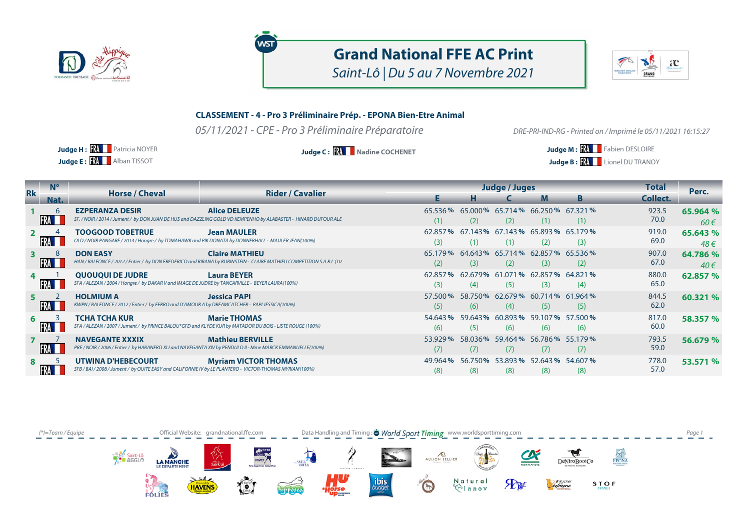# Grand National FFE AC Print

*Saint-Lô | Du 5 au 7 Novembre 2021*

## CLASSEMENT - 4 - Pro 3 Préliminaire Prép. - EPONA Bien-Etre Animal

*05/11/2021 - CPE - Pro 3 Préliminaire Préparatoire*

*DRE-PRI-IND-RG - Printed on / Imprimé le 05/11/2021 16:15:27*

**Judge H :** FRA Patricia NOYER
**Judge E :** FRA Alban TISSOT
**Judge C :** FRA **Nadine COCHENET**
**Judge M :** FRA Fabien DESLOIRE
**Judge B :** FRA Lionel DU TRANOY

| Rk | N° Nat. | Horse / Cheval | Rider / Cavalier | E | H | C | M | B | Total Collect. | Perc. |
|---|---|---|---|---|---|---|---|---|---|---|
| 1 | 6 FRA | **EZPERANZA DESIR** SF. / NOIR / 2014 / Jument / by DON JUAN DE HUS and DAZZLING GOLD VD KEMPENHO by ALABASTER - HINARD DUFOUR ALE | **Alice DELEUZE** | 65.536 % (1) | 65.000% (2) | 65.714 % (2) | 66.250 % (1) | 67.321 % (1) | 923.5 70.0 | **65.964 %** 60 € |
| 2 | 4 FRA | **TOOGOOD TOBETRUE** OLD / NOIR PANGARE / 2014 / Hongre / by TOMAHAWK and PIK DONATA by DONNERHALL - MAULER JEAN(100%) | **Jean MAULER** | 62.857 % (3) | 67.143 % (1) | 67.143 % (1) | 65.893 % (2) | 65.179 % (3) | 919.0 69.0 | **65.643 %** 48 € |
| 3 | 8 FRA | **DON EASY** HAN / BAI FONCE / 2012 / Entier / by DON FREDERICO and RIBANA by RUBINSTEIN - CLAIRE MATHIEU COMPETITION S.A.R.L.(10 | **Claire MATHIEU** | 65.179 % (2) | 64.643 % (3) | 65.714 % (2) | 62.857 % (3) | 65.536 % (2) | 907.0 67.0 | **64.786 %** 40 € |
| 4 | 1 FRA | **QUOUQUI DE JUDRE** SFA / ALEZAN / 2004 / Hongre / by DAKAR V and IMAGE DE JUDRE by TANCARVILLE - BEYER LAURA(100%) | **Laura BEYER** | 62.857 % (3) | 62.679 % (4) | 61.071 % (5) | 62.857 % (3) | 64.821 % (4) | 880.0 65.0 | **62.857 %** |
| 5 | 2 FRA | **HOLMIUM A** KWPN / BAI FONCE / 2012 / Entier / by FERRO and D'AMOUR A by DREAMCATCHER - PAPI JESSICA(100%) | **Jessica PAPI** | 57.500 % (5) | 58.750 % (6) | 62.679 % (4) | 60.714 % (5) | 61.964 % (5) | 844.5 62.0 | **60.321 %** |
| 6 | 3 FRA | **TCHA TCHA KUR** SFA / ALEZAN / 2007 / Jument / by PRINCE BALOU*GFD and KLYDE KUR by MATADOR DU BOIS - LISTE ROUGE (100%) | **Marie THOMAS** | 54.643 % (6) | 59.643 % (5) | 60.893 % (6) | 59.107 % (6) | 57.500 % (6) | 817.0 60.0 | **58.357 %** |
| 7 | 7 FRA | **NAVEGANTE XXXIX** PRE / NOIR / 2006 / Entier / by HABANERO XLI and NAVEGANTA XIV by PENDULO II - Mme MARCK EMMANUELLE(100%) | **Mathieu BERVILLE** | 53.929 % (7) | 58.036 % (7) | 59.464 % (7) | 56.786 % (7) | 55.179 % (7) | 793.5 59.0 | **56.679 %** |
| 8 | 5 FRA | **UTWINA D'HEBECOURT** SFB / BAI / 2008 / Jument / by QUITE EASY and CALIFORNIE IV by LE PLANTERO - VICTOR-THOMAS MYRIAM(100%) | **Myriam VICTOR THOMAS** | 49.964 % (8) | 56.750 % (8) | 53.893 % (8) | 52.643 % (8) | 54.607 % (8) | 778.0 57.0 | **53.571 %** |

(*)=Team / Equipe — Official Website: grandnational.ffe.com — Data Handling and Timing : World Sport Timing www.worldsporttiming.com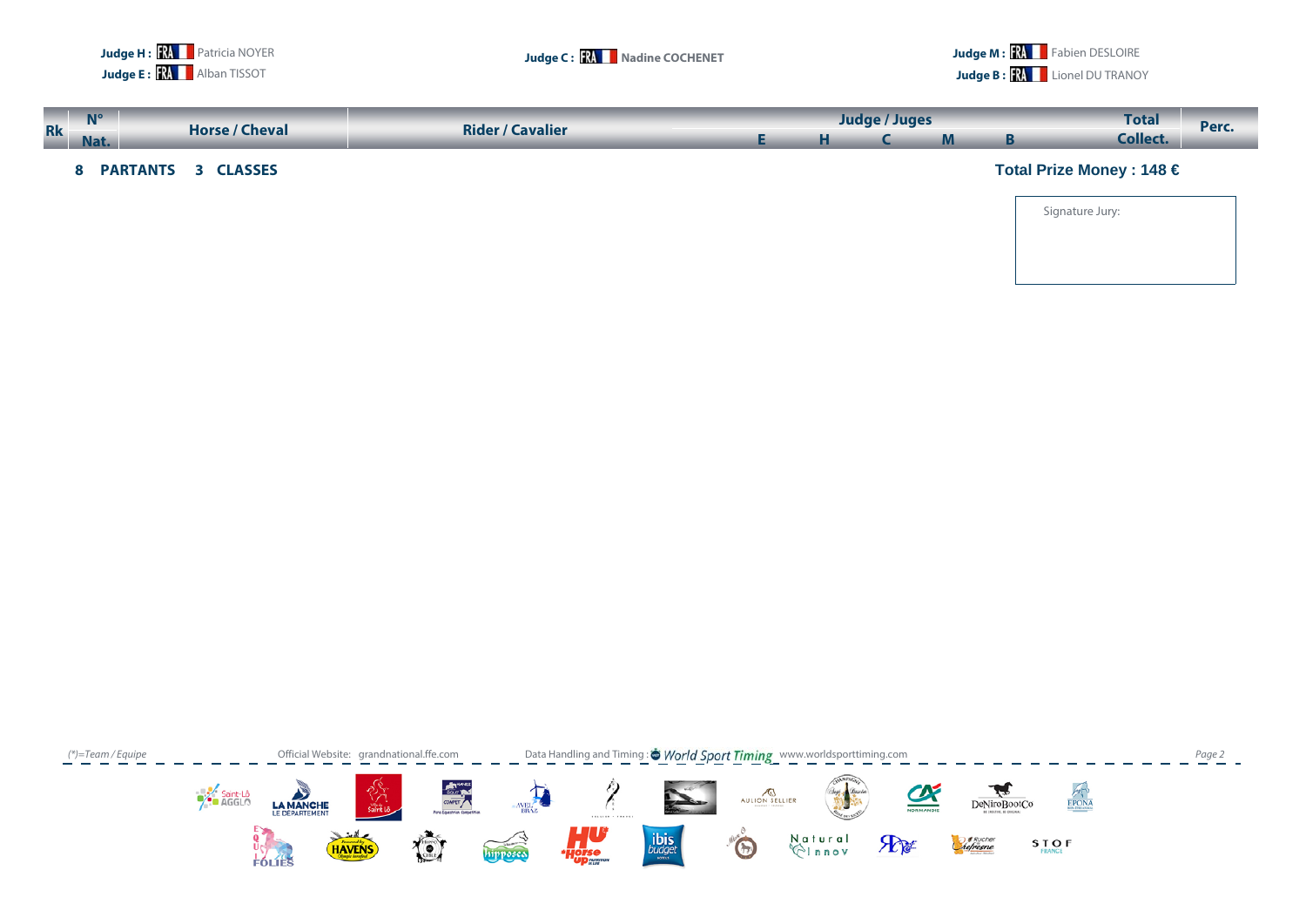**Judge H :** FRA Patricia NOYER
**Judge E :** FRA Alban TISSOT

**Judge C :** FRA **Nadine COCHENET**

**Judge M :** FRA Fabien DESLOIRE
**Judge B :** FRA Lionel DU TRANOY

| Rk | N° Nat. | Horse / Cheval | Rider / Cavalier | Judge / Juges E | H | C | M | B | Total Collect. | Perc. |
|---|---|---|---|---|---|---|---|---|---|---|

**8 PARTANTS 3 CLASSES**

**Total Prize Money : 148 €**

Signature Jury:

*(*)=Team / Equipe*

Official Website: grandnational.ffe.com

Data Handling and Timing : World Sport Timing www.worldsporttiming.com